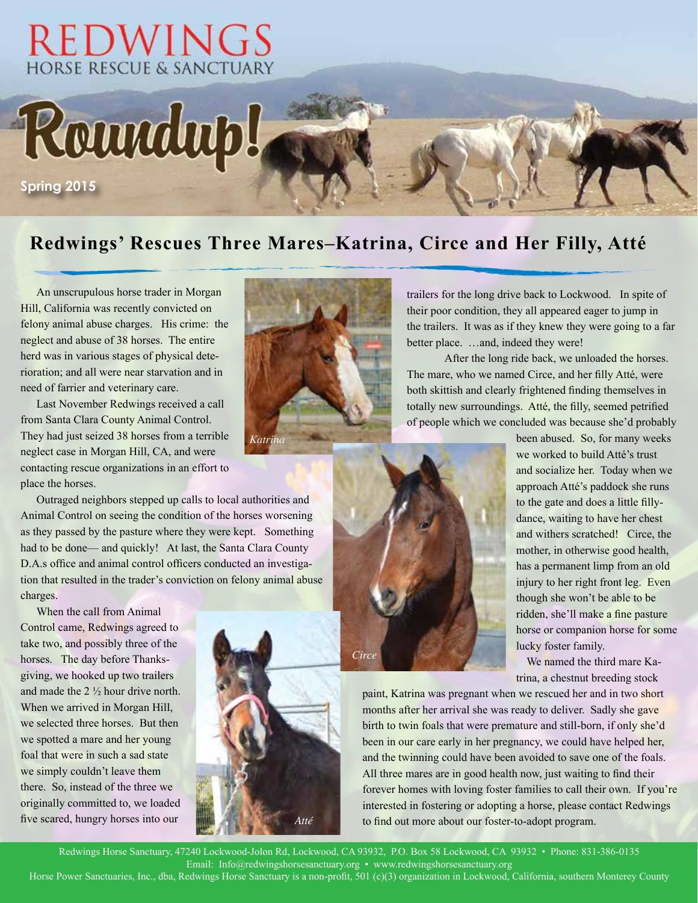# REDWINGS
HORSE RESCUE & SANCTUARY

# Roundup!

Spring 2015

## Redwings' Rescues Three Mares–Katrina, Circe and Her Filly, Atté

An unscrupulous horse trader in Morgan Hill, California was recently convicted on felony animal abuse charges. His crime: the neglect and abuse of 38 horses. The entire herd was in various stages of physical deterioration; and all were near starvation and in need of farrier and veterinary care.

Last November Redwings received a call from Santa Clara County Animal Control. They had just seized 38 horses from a terrible neglect case in Morgan Hill, CA, and were contacting rescue organizations in an effort to place the horses.

Outraged neighbors stepped up calls to local authorities and Animal Control on seeing the condition of the horses worsening as they passed by the pasture where they were kept. Something had to be done— and quickly! At last, the Santa Clara County D.A.s office and animal control officers conducted an investigation that resulted in the trader's conviction on felony animal abuse charges.

When the call from Animal Control came, Redwings agreed to take two, and possibly three of the horses. The day before Thanksgiving, we hooked up two trailers and made the 2 ½ hour drive north. When we arrived in Morgan Hill, we selected three horses. But then we spotted a mare and her young foal that were in such a sad state we simply couldn't leave them there. So, instead of the three we originally committed to, we loaded five scared, hungry horses into our trailers for the long drive back to Lockwood. In spite of their poor condition, they all appeared eager to jump in the trailers. It was as if they knew they were going to a far better place. …and, indeed they were!

*Katrina*

After the long ride back, we unloaded the horses. The mare, who we named Circe, and her filly Atté, were both skittish and clearly frightened finding themselves in totally new surroundings. Atté, the filly, seemed petrified of people which we concluded was because she'd probably been abused. So, for many weeks we worked to build Atté's trust and socialize her. Today when we approach Atté's paddock she runs to the gate and does a little filly-dance, waiting to have her chest and withers scratched! Circe, the mother, in otherwise good health, has a permanent limp from an old injury to her right front leg. Even though she won't be able to be ridden, she'll make a fine pasture horse or companion horse for some lucky foster family.

*Circe*

We named the third mare Katrina, a chestnut breeding stock paint, Katrina was pregnant when we rescued her and in two short months after her arrival she was ready to deliver. Sadly she gave birth to twin foals that were premature and still-born, if only she'd been in our care early in her pregnancy, we could have helped her, and the twinning could have been avoided to save one of the foals. All three mares are in good health now, just waiting to find their forever homes with loving foster families to call their own. If you're interested in fostering or adopting a horse, please contact Redwings to find out more about our foster-to-adopt program.

*Atté*

Redwings Horse Sanctuary, 47240 Lockwood-Jolon Rd, Lockwood, CA 93932, P.O. Box 58 Lockwood, CA 93932 • Phone: 831-386-0135
Email: Info@redwingshorsesanctuary.org • www.redwingshorsesanctuary.org
Horse Power Sanctuaries, Inc., dba, Redwings Horse Sanctuary is a non-profit, 501 (c)(3) organization in Lockwood, California, southern Monterey County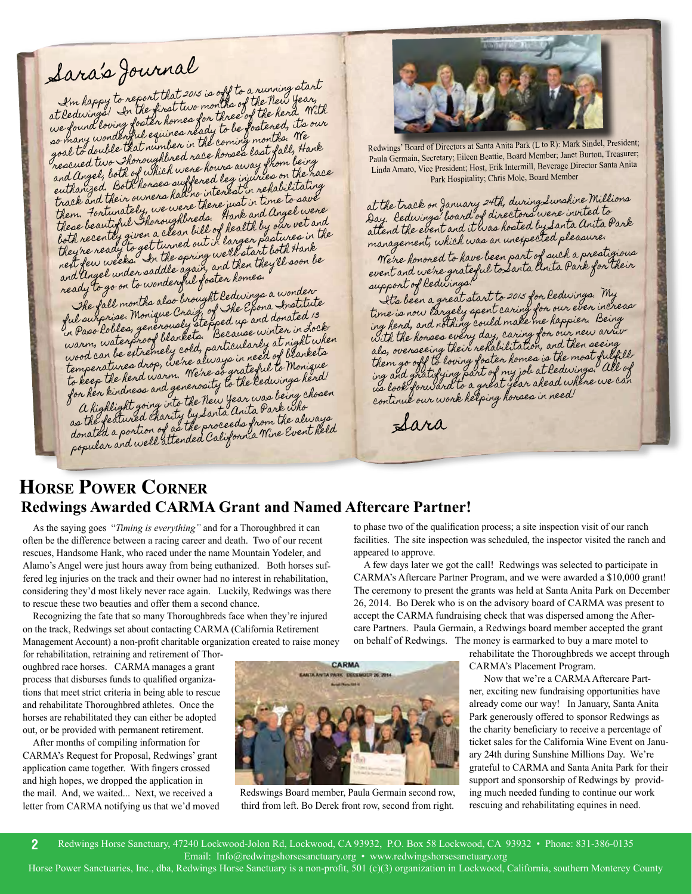## Sara's Journal

I'm happy to report that 2015 is off to a running start at Redwings! In the first two months of the New Year, we found loving foster homes for three of the herd. With so many wonderful equines ready to be fostered, it's our goal to double that number in the coming months. We rescued two Thoroughbred race horses last fall, Hank and Angel, both of which were hours away from being euthanized. Both horses suffered leg injuries on the race track and their owners had no interest in rehabilitating them. Fortunately, we were there just in time to save these beautiful Thoroughbreds. Hank and Angel were both recently given a clean bill of health by our vet and they're ready to get turned out in larger pastures in the next few weeks. In the spring we'll start both Hank and Angel under saddle again, and then they'll soon be ready to go on to wonderful foster homes.

The fall months also brought Redwings a wonderful surprise. Monique Craig, of The Epona Institute in Paso Robles, generously stepped up and donated 13 warm, waterproof blankets. Because winter in Lockwood can be extremely cold, particularly at night when temperatures drop, we're always in need of blankets to keep the herd warm. We're so grateful to Monique for her kindness and generosity to the Redwings herd!

A highlight going into the New Year was being chosen as the featured charity by Santa Anita Park who donated a portion of the proceeds from the always popular and well attended California Wine Event held at the track on January 24th, during Sunshine Millions Day. Redwings' board of directors were invited to attend the event and it was hosted by Santa Anita Park management, which was an unexpected pleasure.

We're honored to have been part of such a prestigious event and we're grateful to Santa Anita Park for their support of Redwings!

It's been a great start to 2015 for Redwings. My time is now largely spent caring for our ever increasing herd, and nothing could make me happier. Being with the horses every day, caring for our new arrivals, overseeing their rehabilitation, and then seeing them go off to loving foster homes is the most fulfilling and gratifying part of my job at Redwings. All of us look forward to a great year ahead where we can continue our work helping horses in need!

Sara

Redwings' Board of Directors at Santa Anita Park (L to R): Mark Sindel, President; Paula Germain, Secretary; Eileen Beattie, Board Member; Janet Burton, Treasurer; Linda Amato, Vice President; Host, Erik Intermill, Beverage Director Santa Anita Park Hospitality; Chris Mole, Board Member

## Horse Power Corner

### Redwings Awarded CARMA Grant and Named Aftercare Partner!

As the saying goes "*Timing is everything"* and for a Thoroughbred it can often be the difference between a racing career and death. Two of our recent rescues, Handsome Hank, who raced under the name Mountain Yodeler, and Alamo's Angel were just hours away from being euthanized. Both horses suffered leg injuries on the track and their owner had no interest in rehabilitation, considering they'd most likely never race again. Luckily, Redwings was there to rescue these two beauties and offer them a second chance.

Recognizing the fate that so many Thoroughbreds face when they're injured on the track, Redwings set about contacting CARMA (California Retirement Management Account) a non-profit charitable organization created to raise money for rehabilitation, retraining and retirement of Thoroughbred race horses. CARMA manages a grant process that disburses funds to qualified organizations that meet strict criteria in being able to rescue and rehabilitate Thoroughbred athletes. Once the horses are rehabilitated they can either be adopted out, or be provided with permanent retirement.

After months of compiling information for CARMA's Request for Proposal, Redwings' grant application came together. With fingers crossed and high hopes, we dropped the application in the mail. And, we waited... Next, we received a letter from CARMA notifying us that we'd moved to phase two of the qualification process; a site inspection visit of our ranch facilities. The site inspection was scheduled, the inspector visited the ranch and appeared to approve.

A few days later we got the call! Redwings was selected to participate in CARMA's Aftercare Partner Program, and we were awarded a $10,000 grant! The ceremony to present the grants was held at Santa Anita Park on December 26, 2014. Bo Derek who is on the advisory board of CARMA was present to accept the CARMA fundraising check that was dispersed among the Aftercare Partners. Paula Germain, a Redwings board member accepted the grant on behalf of Redwings. The money is earmarked to buy a mare motel to rehabilitate the Thoroughbreds we accept through CARMA's Placement Program.

Now that we're a CARMA Aftercare Partner, exciting new fundraising opportunities have already come our way! In January, Santa Anita Park generously offered to sponsor Redwings as the charity beneficiary to receive a percentage of ticket sales for the California Wine Event on January 24th during Sunshine Millions Day. We're grateful to CARMA and Santa Anita Park for their support and sponsorship of Redwings by providing much needed funding to continue our work rescuing and rehabilitating equines in need.

Redswings Board member, Paula Germain second row, third from left. Bo Derek front row, second from right.

Redwings Horse Sanctuary, 47240 Lockwood-Jolon Rd, Lockwood, CA 93932, P.O. Box 58 Lockwood, CA 93932 • Phone: 831-386-0135
Email: Info@redwingshorsesanctuary.org • www.redwingshorsesanctuary.org
Horse Power Sanctuaries, Inc., dba, Redwings Horse Sanctuary is a non-profit, 501 (c)(3) organization in Lockwood, California, southern Monterey County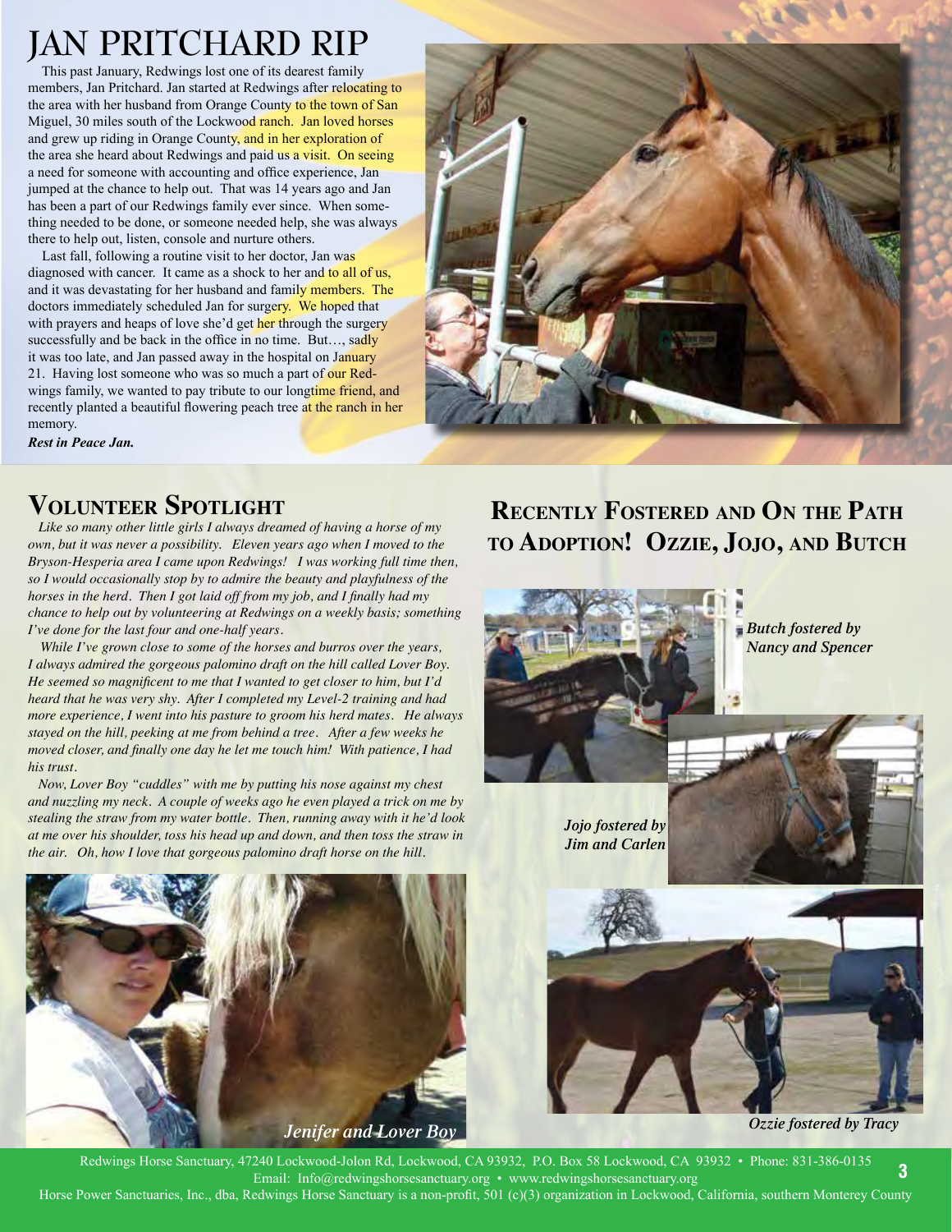# JAN PRITCHARD RIP

This past January, Redwings lost one of its dearest family members, Jan Pritchard. Jan started at Redwings after relocating to the area with her husband from Orange County to the town of San Miguel, 30 miles south of the Lockwood ranch. Jan loved horses and grew up riding in Orange County, and in her exploration of the area she heard about Redwings and paid us a visit. On seeing a need for someone with accounting and office experience, Jan jumped at the chance to help out. That was 14 years ago and Jan has been a part of our Redwings family ever since. When something needed to be done, or someone needed help, she was always there to help out, listen, console and nurture others.

Last fall, following a routine visit to her doctor, Jan was diagnosed with cancer. It came as a shock to her and to all of us, and it was devastating for her husband and family members. The doctors immediately scheduled Jan for surgery. We hoped that with prayers and heaps of love she'd get her through the surgery successfully and be back in the office in no time. But…, sadly it was too late, and Jan passed away in the hospital on January 21. Having lost someone who was so much a part of our Redwings family, we wanted to pay tribute to our longtime friend, and recently planted a beautiful flowering peach tree at the ranch in her memory.

***Rest in Peace Jan.***

## Volunteer Spotlight

*Like so many other little girls I always dreamed of having a horse of my own, but it was never a possibility. Eleven years ago when I moved to the Bryson-Hesperia area I came upon Redwings! I was working full time then, so I would occasionally stop by to admire the beauty and playfulness of the horses in the herd. Then I got laid off from my job, and I finally had my chance to help out by volunteering at Redwings on a weekly basis; something I've done for the last four and one-half years.*

*While I've grown close to some of the horses and burros over the years, I always admired the gorgeous palomino draft on the hill called Lover Boy. He seemed so magnificent to me that I wanted to get closer to him, but I'd heard that he was very shy. After I completed my Level-2 training and had more experience, I went into his pasture to groom his herd mates. He always stayed on the hill, peeking at me from behind a tree. After a few weeks he moved closer, and finally one day he let me touch him! With patience, I had his trust.*

*Now, Lover Boy "cuddles" with me by putting his nose against my chest and nuzzling my neck. A couple of weeks ago he even played a trick on me by stealing the straw from my water bottle. Then, running away with it he'd look at me over his shoulder, toss his head up and down, and then toss the straw in the air. Oh, how I love that gorgeous palomino draft horse on the hill.*

*Jenifer and Lover Boy*

## Recently Fostered and On the Path to Adoption! Ozzie, Jojo, and Butch

***Butch fostered by Nancy and Spencer***

***Jojo fostered by Jim and Carlen***

***Ozzie fostered by Tracy***

Redwings Horse Sanctuary, 47240 Lockwood-Jolon Rd, Lockwood, CA 93932, P.O. Box 58 Lockwood, CA 93932 • Phone: 831-386-0135
Email: Info@redwingshorsesanctuary.org • www.redwingshorsesanctuary.org
Horse Power Sanctuaries, Inc., dba, Redwings Horse Sanctuary is a non-profit, 501 (c)(3) organization in Lockwood, California, southern Monterey County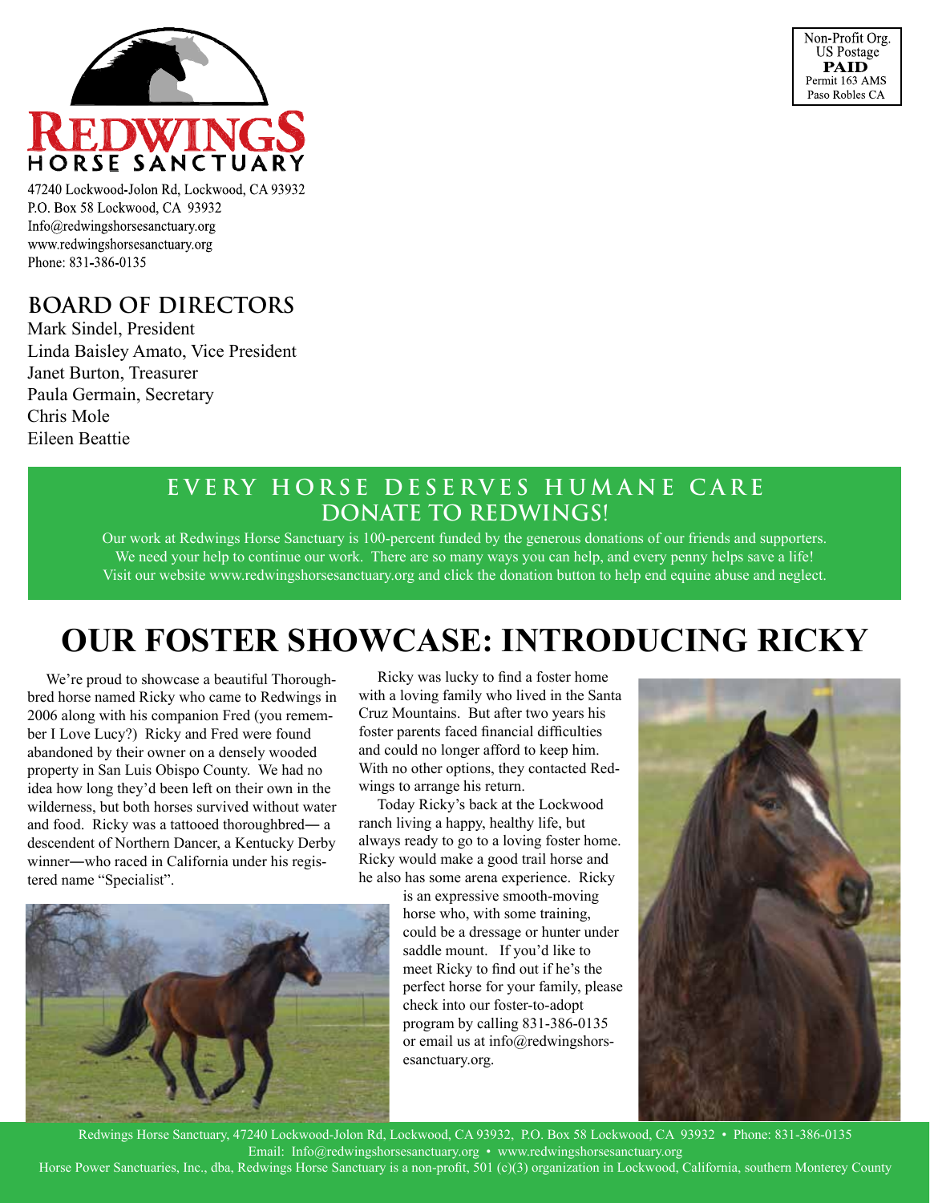# REDWINGS HORSE SANCTUARY

47240 Lockwood-Jolon Rd, Lockwood, CA 93932
P.O. Box 58 Lockwood, CA 93932
Info@redwingshorsesanctuary.org
www.redwingshorsesanctuary.org
Phone: 831-386-0135

Non-Profit Org.
US Postage
**PAID**
Permit 163 AMS
Paso Robles CA

## BOARD OF DIRECTORS

Mark Sindel, President
Linda Baisley Amato, Vice President
Janet Burton, Treasurer
Paula Germain, Secretary
Chris Mole
Eileen Beattie

## EVERY HORSE DESERVES HUMANE CARE
## DONATE TO REDWINGS!

Our work at Redwings Horse Sanctuary is 100-percent funded by the generous donations of our friends and supporters. We need your help to continue our work. There are so many ways you can help, and every penny helps save a life! Visit our website www.redwingshorsesanctuary.org and click the donation button to help end equine abuse and neglect.

# OUR FOSTER SHOWCASE: INTRODUCING RICKY

We're proud to showcase a beautiful Thoroughbred horse named Ricky who came to Redwings in 2006 along with his companion Fred (you remember I Love Lucy?) Ricky and Fred were found abandoned by their owner on a densely wooded property in San Luis Obispo County. We had no idea how long they'd been left on their own in the wilderness, but both horses survived without water and food. Ricky was a tattooed thoroughbred— a descendent of Northern Dancer, a Kentucky Derby winner—who raced in California under his registered name "Specialist".

Ricky was lucky to find a foster home with a loving family who lived in the Santa Cruz Mountains. But after two years his foster parents faced financial difficulties and could no longer afford to keep him. With no other options, they contacted Redwings to arrange his return.

Today Ricky's back at the Lockwood ranch living a happy, healthy life, but always ready to go to a loving foster home. Ricky would make a good trail horse and he also has some arena experience. Ricky is an expressive smooth-moving horse who, with some training, could be a dressage or hunter under saddle mount. If you'd like to meet Ricky to find out if he's the perfect horse for your family, please check into our foster-to-adopt program by calling 831-386-0135 or email us at info@redwingshorsesanctuary.org.

Redwings Horse Sanctuary, 47240 Lockwood-Jolon Rd, Lockwood, CA 93932, P.O. Box 58 Lockwood, CA 93932 • Phone: 831-386-0135
Email: Info@redwingshorsesanctuary.org • www.redwingshorsesanctuary.org
Horse Power Sanctuaries, Inc., dba, Redwings Horse Sanctuary is a non-profit, 501 (c)(3) organization in Lockwood, California, southern Monterey County